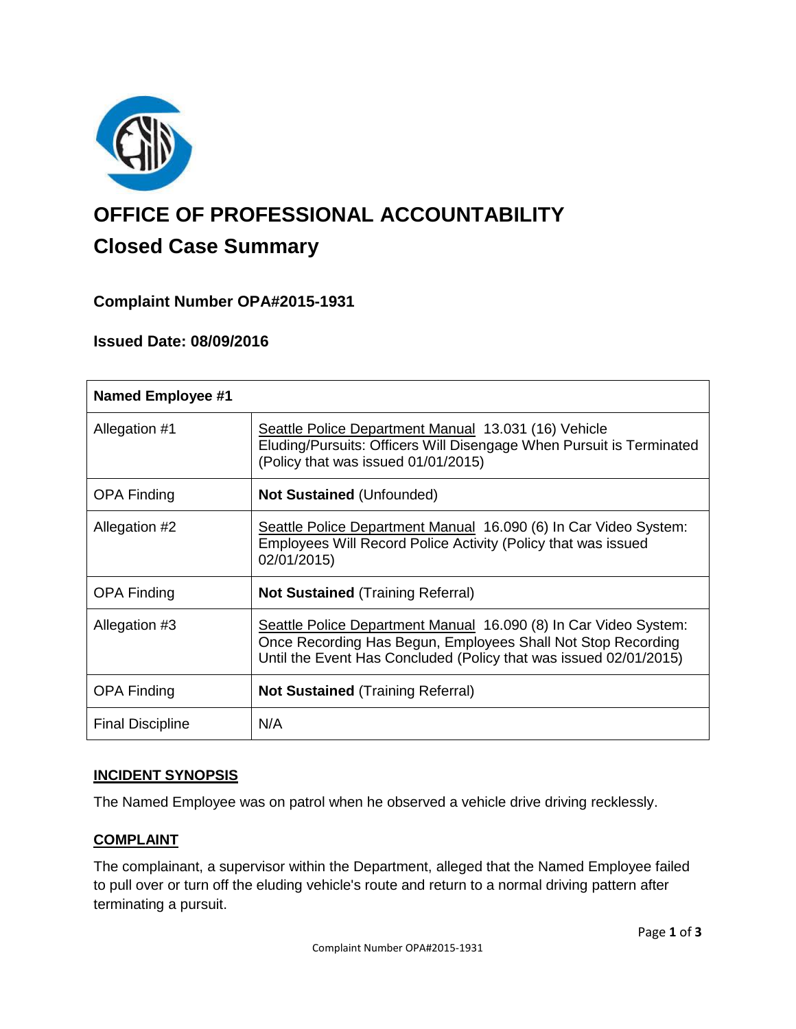# OFFICE OF PROFESSIONAL ACCOUNTABILITY

## Closed Case Summary

### Complaint Number OPA#2015-1931

### Issued Date: 08/09/2016

| Named Employee #1 | |
|---|---|
| Allegation #1 | Seattle Police Department Manual 13.031 (16) Vehicle Eluding/Pursuits: Officers Will Disengage When Pursuit is Terminated (Policy that was issued 01/01/2015) |
| OPA Finding | **Not Sustained** (Unfounded) |
| Allegation #2 | Seattle Police Department Manual 16.090 (6) In Car Video System: Employees Will Record Police Activity (Policy that was issued 02/01/2015) |
| OPA Finding | **Not Sustained** (Training Referral) |
| Allegation #3 | Seattle Police Department Manual 16.090 (8) In Car Video System: Once Recording Has Begun, Employees Shall Not Stop Recording Until the Event Has Concluded (Policy that was issued 02/01/2015) |
| OPA Finding | **Not Sustained** (Training Referral) |
| Final Discipline | N/A |

### INCIDENT SYNOPSIS

The Named Employee was on patrol when he observed a vehicle drive driving recklessly.

### COMPLAINT

The complainant, a supervisor within the Department, alleged that the Named Employee failed to pull over or turn off the eluding vehicle's route and return to a normal driving pattern after terminating a pursuit.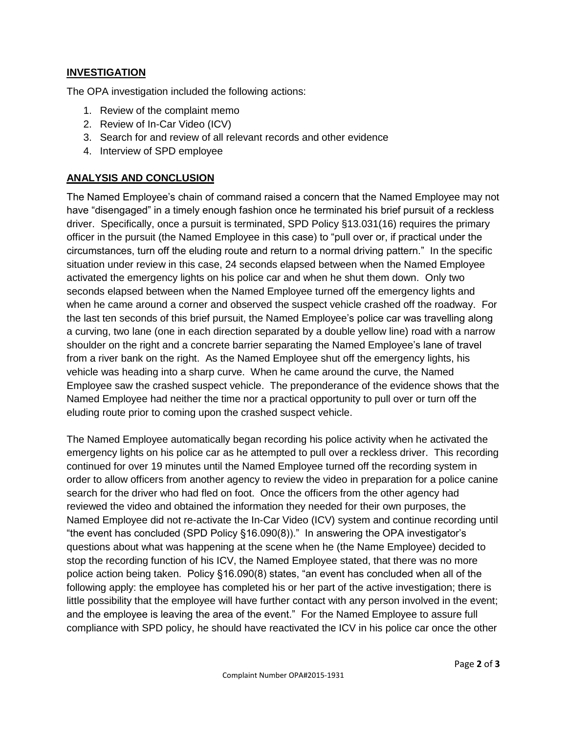## INVESTIGATION

The OPA investigation included the following actions:

1. Review of the complaint memo
2. Review of In-Car Video (ICV)
3. Search for and review of all relevant records and other evidence
4. Interview of SPD employee

## ANALYSIS AND CONCLUSION

The Named Employee's chain of command raised a concern that the Named Employee may not have "disengaged" in a timely enough fashion once he terminated his brief pursuit of a reckless driver. Specifically, once a pursuit is terminated, SPD Policy §13.031(16) requires the primary officer in the pursuit (the Named Employee in this case) to "pull over or, if practical under the circumstances, turn off the eluding route and return to a normal driving pattern." In the specific situation under review in this case, 24 seconds elapsed between when the Named Employee activated the emergency lights on his police car and when he shut them down. Only two seconds elapsed between when the Named Employee turned off the emergency lights and when he came around a corner and observed the suspect vehicle crashed off the roadway. For the last ten seconds of this brief pursuit, the Named Employee's police car was travelling along a curving, two lane (one in each direction separated by a double yellow line) road with a narrow shoulder on the right and a concrete barrier separating the Named Employee's lane of travel from a river bank on the right. As the Named Employee shut off the emergency lights, his vehicle was heading into a sharp curve. When he came around the curve, the Named Employee saw the crashed suspect vehicle. The preponderance of the evidence shows that the Named Employee had neither the time nor a practical opportunity to pull over or turn off the eluding route prior to coming upon the crashed suspect vehicle.

The Named Employee automatically began recording his police activity when he activated the emergency lights on his police car as he attempted to pull over a reckless driver. This recording continued for over 19 minutes until the Named Employee turned off the recording system in order to allow officers from another agency to review the video in preparation for a police canine search for the driver who had fled on foot. Once the officers from the other agency had reviewed the video and obtained the information they needed for their own purposes, the Named Employee did not re-activate the In-Car Video (ICV) system and continue recording until "the event has concluded (SPD Policy §16.090(8))." In answering the OPA investigator's questions about what was happening at the scene when he (the Name Employee) decided to stop the recording function of his ICV, the Named Employee stated, that there was no more police action being taken. Policy §16.090(8) states, "an event has concluded when all of the following apply: the employee has completed his or her part of the active investigation; there is little possibility that the employee will have further contact with any person involved in the event; and the employee is leaving the area of the event." For the Named Employee to assure full compliance with SPD policy, he should have reactivated the ICV in his police car once the other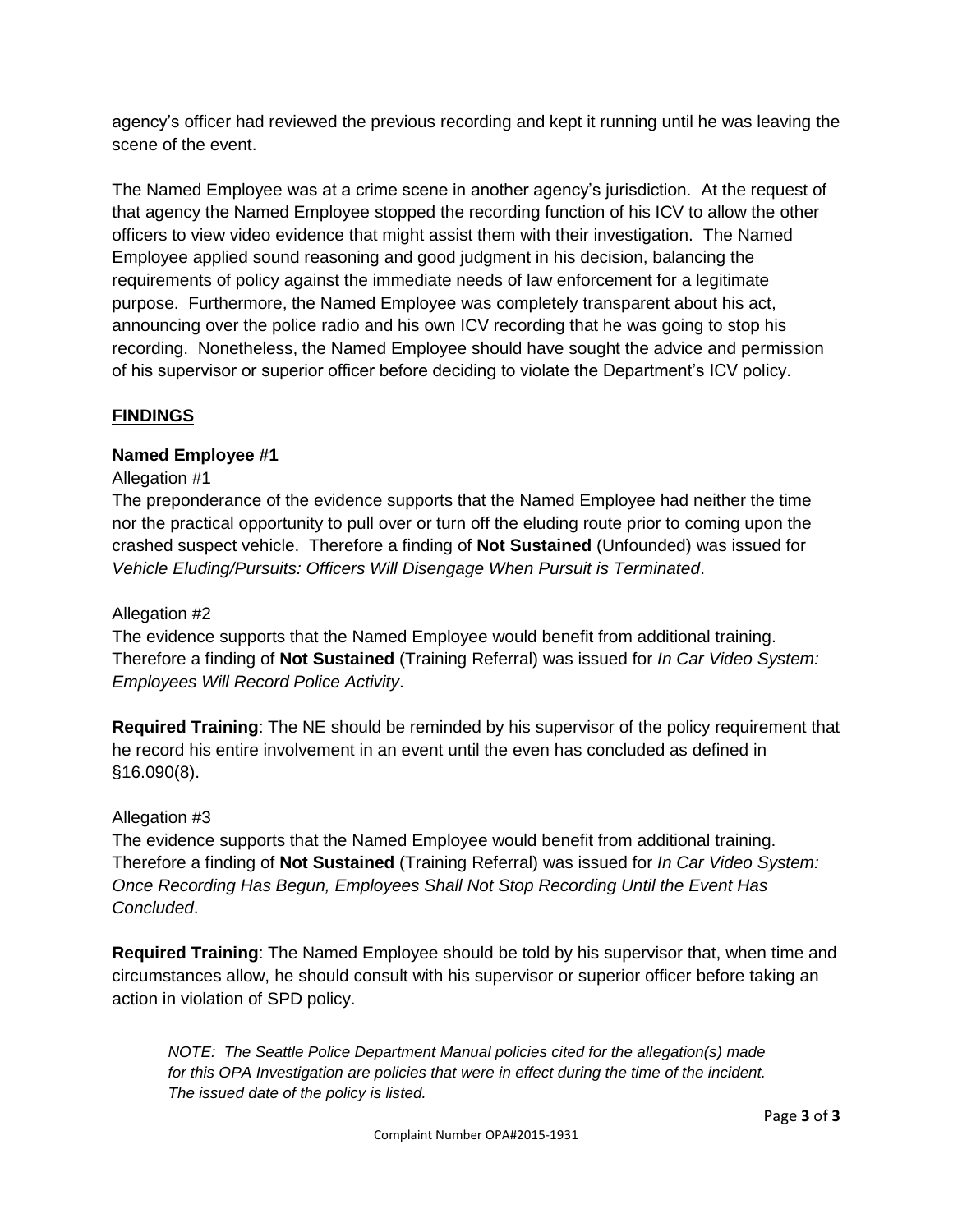agency's officer had reviewed the previous recording and kept it running until he was leaving the scene of the event.

The Named Employee was at a crime scene in another agency's jurisdiction. At the request of that agency the Named Employee stopped the recording function of his ICV to allow the other officers to view video evidence that might assist them with their investigation. The Named Employee applied sound reasoning and good judgment in his decision, balancing the requirements of policy against the immediate needs of law enforcement for a legitimate purpose. Furthermore, the Named Employee was completely transparent about his act, announcing over the police radio and his own ICV recording that he was going to stop his recording. Nonetheless, the Named Employee should have sought the advice and permission of his supervisor or superior officer before deciding to violate the Department's ICV policy.

## FINDINGS

**Named Employee #1**

Allegation #1

The preponderance of the evidence supports that the Named Employee had neither the time nor the practical opportunity to pull over or turn off the eluding route prior to coming upon the crashed suspect vehicle. Therefore a finding of **Not Sustained** (Unfounded) was issued for *Vehicle Eluding/Pursuits: Officers Will Disengage When Pursuit is Terminated*.

Allegation #2

The evidence supports that the Named Employee would benefit from additional training. Therefore a finding of **Not Sustained** (Training Referral) was issued for *In Car Video System: Employees Will Record Police Activity*.

**Required Training**: The NE should be reminded by his supervisor of the policy requirement that he record his entire involvement in an event until the even has concluded as defined in §16.090(8).

Allegation #3

The evidence supports that the Named Employee would benefit from additional training. Therefore a finding of **Not Sustained** (Training Referral) was issued for *In Car Video System: Once Recording Has Begun, Employees Shall Not Stop Recording Until the Event Has Concluded*.

**Required Training**: The Named Employee should be told by his supervisor that, when time and circumstances allow, he should consult with his supervisor or superior officer before taking an action in violation of SPD policy.

*NOTE: The Seattle Police Department Manual policies cited for the allegation(s) made for this OPA Investigation are policies that were in effect during the time of the incident. The issued date of the policy is listed.*

Complaint Number OPA#2015-1931